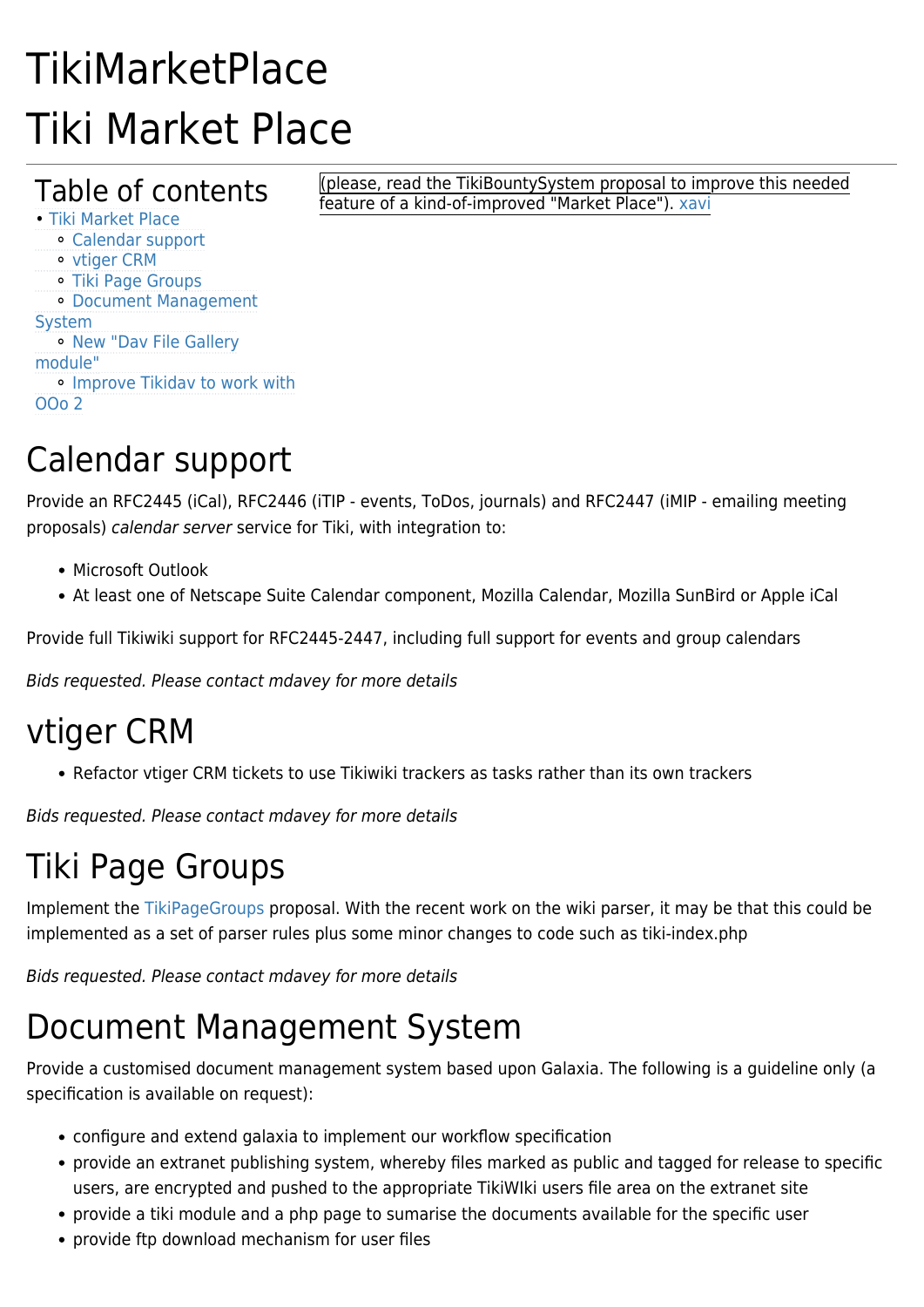# TikiMarketPlace

# Tiki Market Place

Table of contents

- Tiki Market Place
  - Calendar support
  - vtiger CRM
  - Tiki Page Groups
  - Document Management System
  - New "Dav File Gallery module"
  - Improve Tikidav to work with OOo 2

(please, read the TikiBountySystem proposal to improve this needed feature of a kind-of-improved "Market Place"). xavi

## Calendar support

Provide an RFC2445 (iCal), RFC2446 (iTIP - events, ToDos, journals) and RFC2447 (iMIP - emailing meeting proposals) *calendar server* service for Tiki, with integration to:

- Microsoft Outlook
- At least one of Netscape Suite Calendar component, Mozilla Calendar, Mozilla SunBird or Apple iCal

Provide full Tikiwiki support for RFC2445-2447, including full support for events and group calendars

*Bids requested. Please contact mdavey for more details*

## vtiger CRM

- Refactor vtiger CRM tickets to use Tikiwiki trackers as tasks rather than its own trackers

*Bids requested. Please contact mdavey for more details*

## Tiki Page Groups

Implement the TikiPageGroups proposal. With the recent work on the wiki parser, it may be that this could be implemented as a set of parser rules plus some minor changes to code such as tiki-index.php

*Bids requested. Please contact mdavey for more details*

## Document Management System

Provide a customised document management system based upon Galaxia. The following is a guideline only (a specification is available on request):

- configure and extend galaxia to implement our workflow specification
- provide an extranet publishing system, whereby files marked as public and tagged for release to specific users, are encrypted and pushed to the appropriate TikiWIki users file area on the extranet site
- provide a tiki module and a php page to sumarise the documents available for the specific user
- provide ftp download mechanism for user files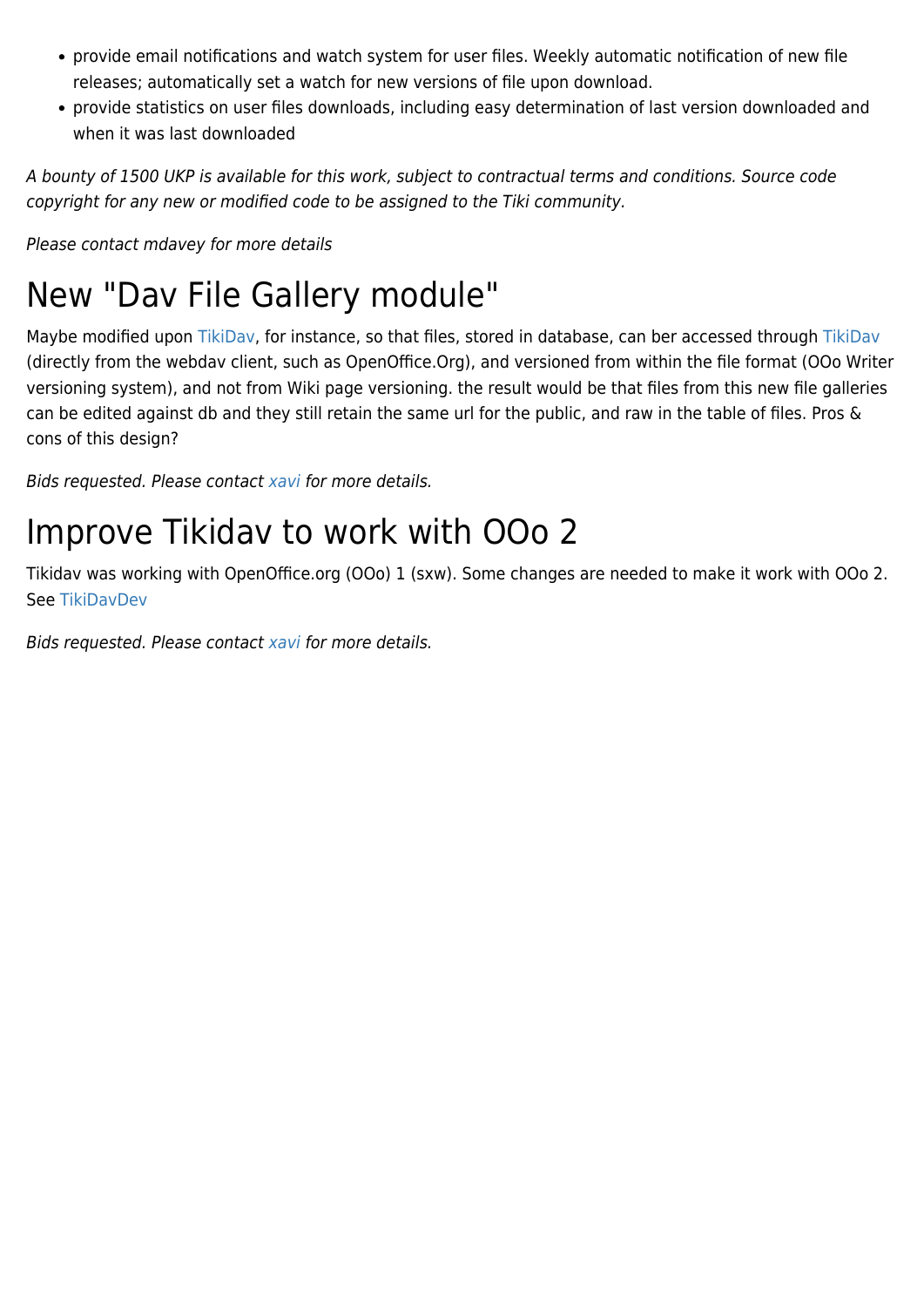- provide email notifications and watch system for user files. Weekly automatic notification of new file releases; automatically set a watch for new versions of file upon download.
- provide statistics on user files downloads, including easy determination of last version downloaded and when it was last downloaded

*A bounty of 1500 UKP is available for this work, subject to contractual terms and conditions. Source code copyright for any new or modified code to be assigned to the Tiki community.*

*Please contact mdavey for more details*

# New "Dav File Gallery module"

Maybe modified upon TikiDav, for instance, so that files, stored in database, can ber accessed through TikiDav (directly from the webdav client, such as OpenOffice.Org), and versioned from within the file format (OOo Writer versioning system), and not from Wiki page versioning. the result would be that files from this new file galleries can be edited against db and they still retain the same url for the public, and raw in the table of files. Pros & cons of this design?

*Bids requested. Please contact xavi for more details.*

# Improve Tikidav to work with OOo 2

Tikidav was working with OpenOffice.org (OOo) 1 (sxw). Some changes are needed to make it work with OOo 2. See TikiDavDev

*Bids requested. Please contact xavi for more details.*